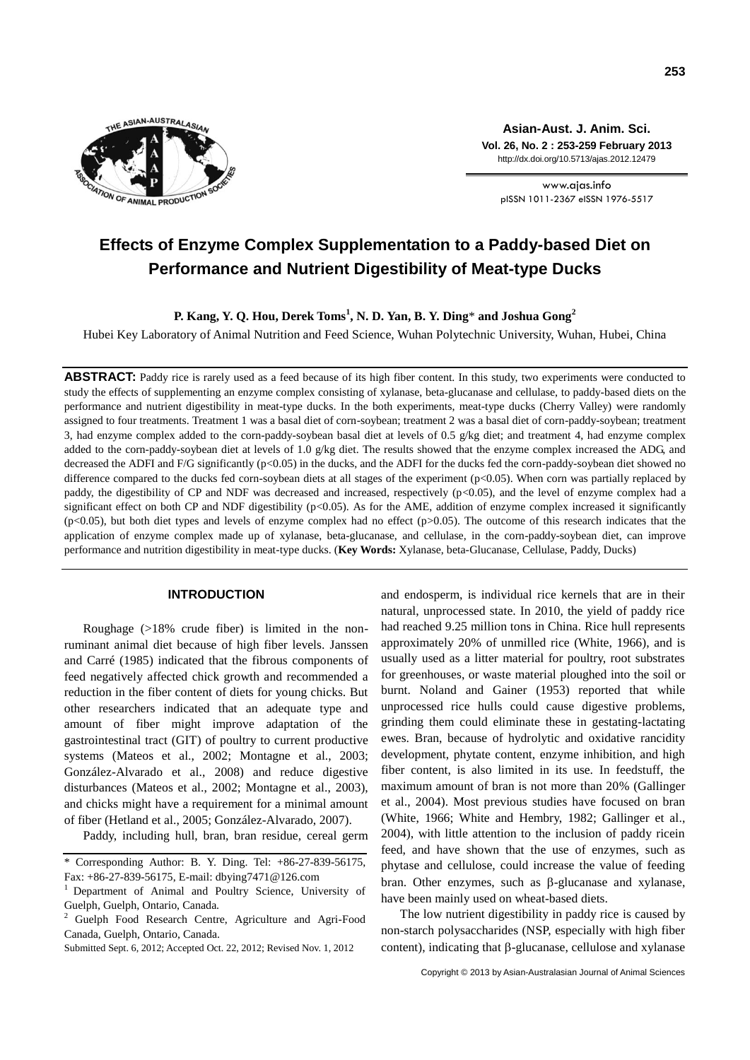# Effects of Enzyme Complex Supplementation to a Paddy-based Diet on Performance and Nutrient Digestibility of Meat-type Ducks

**P. Kang, Y. Q. Hou, Derek Toms[1], N. D. Yan, B. Y. Ding* and Joshua Gong[2]**

Hubei Key Laboratory of Animal Nutrition and Feed Science, Wuhan Polytechnic University, Wuhan, Hubei, China

**ABSTRACT:** Paddy rice is rarely used as a feed because of its high fiber content. In this study, two experiments were conducted to study the effects of supplementing an enzyme complex consisting of xylanase, beta-glucanase and cellulase, to paddy-based diets on the performance and nutrient digestibility in meat-type ducks. In the both experiments, meat-type ducks (Cherry Valley) were randomly assigned to four treatments. Treatment 1 was a basal diet of corn-soybean; treatment 2 was a basal diet of corn-paddy-soybean; treatment 3, had enzyme complex added to the corn-paddy-soybean basal diet at levels of 0.5 g/kg diet; and treatment 4, had enzyme complex added to the corn-paddy-soybean diet at levels of 1.0 g/kg diet. The results showed that the enzyme complex increased the ADG, and decreased the ADFI and F/G significantly ($p<0.05$) in the ducks, and the ADFI for the ducks fed the corn-paddy-soybean diet showed no difference compared to the ducks fed corn-soybean diets at all stages of the experiment ($p<0.05$). When corn was partially replaced by paddy, the digestibility of CP and NDF was decreased and increased, respectively ($p<0.05$), and the level of enzyme complex had a significant effect on both CP and NDF digestibility ($p<0.05$). As for the AME, addition of enzyme complex increased it significantly ($p<0.05$), but both diet types and levels of enzyme complex had no effect ($p>0.05$). The outcome of this research indicates that the application of enzyme complex made up of xylanase, beta-glucanase, and cellulase, in the corn-paddy-soybean diet, can improve performance and nutrition digestibility in meat-type ducks. (**Key Words:** Xylanase, beta-Glucanase, Cellulase, Paddy, Ducks)

## INTRODUCTION

Roughage (>18% crude fiber) is limited in the non-ruminant animal diet because of high fiber levels. Janssen and Carré (1985) indicated that the fibrous components of feed negatively affected chick growth and recommended a reduction in the fiber content of diets for young chicks. But other researchers indicated that an adequate type and amount of fiber might improve adaptation of the gastrointestinal tract (GIT) of poultry to current productive systems (Mateos et al., 2002; Montagne et al., 2003; González-Alvarado et al., 2008) and reduce digestive disturbances (Mateos et al., 2002; Montagne et al., 2003), and chicks might have a requirement for a minimal amount of fiber (Hetland et al., 2005; González-Alvarado, 2007).

Paddy, including hull, bran, bran residue, cereal germ and endosperm, is individual rice kernels that are in their natural, unprocessed state. In 2010, the yield of paddy rice had reached 9.25 million tons in China. Rice hull represents approximately 20% of unmilled rice (White, 1966), and is usually used as a litter material for poultry, root substrates for greenhouses, or waste material ploughed into the soil or burnt. Noland and Gainer (1953) reported that while unprocessed rice hulls could cause digestive problems, grinding them could eliminate these in gestating-lactating ewes. Bran, because of hydrolytic and oxidative rancidity development, phytate content, enzyme inhibition, and high fiber content, is also limited in its use. In feedstuff, the maximum amount of bran is not more than 20% (Gallinger et al., 2004). Most previous studies have focused on bran (White, 1966; White and Hembry, 1982; Gallinger et al., 2004), with little attention to the inclusion of paddy ricein feed, and have shown that the use of enzymes, such as phytase and cellulose, could increase the value of feeding bran. Other enzymes, such as β-glucanase and xylanase, have been mainly used on wheat-based diets.

The low nutrient digestibility in paddy rice is caused by non-starch polysaccharides (NSP, especially with high fiber content), indicating that β-glucanase, cellulose and xylanase

---

\* Corresponding Author: B. Y. Ding. Tel: +86-27-839-56175, Fax: +86-27-839-56175, E-mail: dbying7471@126.com

[1] Department of Animal and Poultry Science, University of Guelph, Guelph, Ontario, Canada.

[2] Guelph Food Research Centre, Agriculture and Agri-Food Canada, Guelph, Ontario, Canada.

Submitted Sept. 6, 2012; Accepted Oct. 22, 2012; Revised Nov. 1, 2012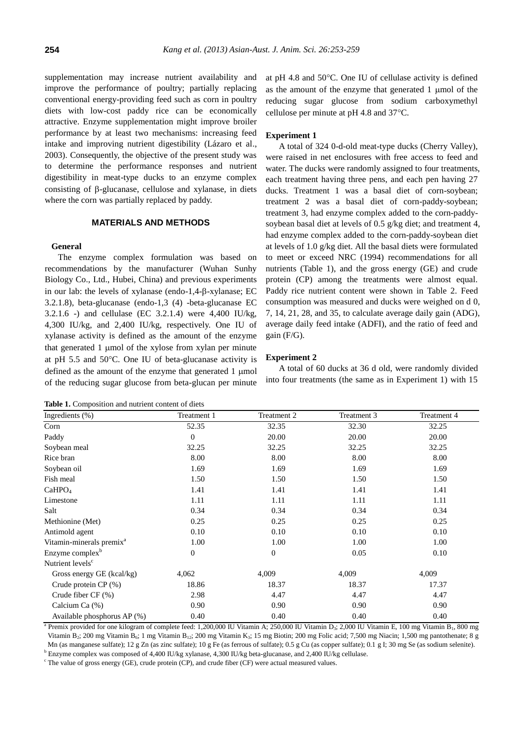supplementation may increase nutrient availability and improve the performance of poultry; partially replacing conventional energy-providing feed such as corn in poultry diets with low-cost paddy rice can be economically attractive. Enzyme supplementation might improve broiler performance by at least two mechanisms: increasing feed intake and improving nutrient digestibility (Lázaro et al., 2003). Consequently, the objective of the present study was to determine the performance responses and nutrient digestibility in meat-type ducks to an enzyme complex consisting of β-glucanase, cellulose and xylanase, in diets where the corn was partially replaced by paddy.

## MATERIALS AND METHODS

### General

The enzyme complex formulation was based on recommendations by the manufacturer (Wuhan Sunhy Biology Co., Ltd., Hubei, China) and previous experiments in our lab: the levels of xylanase (endo-1,4-β-xylanase; EC 3.2.1.8), beta-glucanase (endo-1,3 (4) -beta-glucanase EC 3.2.1.6 -) and cellulase (EC 3.2.1.4) were 4,400 IU/kg, 4,300 IU/kg, and 2,400 IU/kg, respectively. One IU of xylanase activity is defined as the amount of the enzyme that generated 1 μmol of the xylose from xylan per minute at pH 5.5 and 50°C. One IU of beta-glucanase activity is defined as the amount of the enzyme that generated 1 μmol of the reducing sugar glucose from beta-glucan per minute at pH 4.8 and 50°C. One IU of cellulase activity is defined as the amount of the enzyme that generated 1 μmol of the reducing sugar glucose from sodium carboxymethyl cellulose per minute at pH 4.8 and 37°C.

### Experiment 1

A total of 324 0-d-old meat-type ducks (Cherry Valley), were raised in net enclosures with free access to feed and water. The ducks were randomly assigned to four treatments, each treatment having three pens, and each pen having 27 ducks. Treatment 1 was a basal diet of corn-soybean; treatment 2 was a basal diet of corn-paddy-soybean; treatment 3, had enzyme complex added to the corn-paddy-soybean basal diet at levels of 0.5 g/kg diet; and treatment 4, had enzyme complex added to the corn-paddy-soybean diet at levels of 1.0 g/kg diet. All the basal diets were formulated to meet or exceed NRC (1994) recommendations for all nutrients (Table 1), and the gross energy (GE) and crude protein (CP) among the treatments were almost equal. Paddy rice nutrient content were shown in Table 2. Feed consumption was measured and ducks were weighed on d 0, 7, 14, 21, 28, and 35, to calculate average daily gain (ADG), average daily feed intake (ADFI), and the ratio of feed and gain (F/G).

### Experiment 2

A total of 60 ducks at 36 d old, were randomly divided into four treatments (the same as in Experiment 1) with 15

**Table 1.** Composition and nutrient content of diets

| Ingredients (%) | Treatment 1 | Treatment 2 | Treatment 3 | Treatment 4 |
|---|---|---|---|---|
| Corn | 52.35 | 32.35 | 32.30 | 32.25 |
| Paddy | 0 | 20.00 | 20.00 | 20.00 |
| Soybean meal | 32.25 | 32.25 | 32.25 | 32.25 |
| Rice bran | 8.00 | 8.00 | 8.00 | 8.00 |
| Soybean oil | 1.69 | 1.69 | 1.69 | 1.69 |
| Fish meal | 1.50 | 1.50 | 1.50 | 1.50 |
| $CaHPO_4$ | 1.41 | 1.41 | 1.41 | 1.41 |
| Limestone | 1.11 | 1.11 | 1.11 | 1.11 |
| Salt | 0.34 | 0.34 | 0.34 | 0.34 |
| Methionine (Met) | 0.25 | 0.25 | 0.25 | 0.25 |
| Antimold agent | 0.10 | 0.10 | 0.10 | 0.10 |
| Vitamin-minerals premix[a] | 1.00 | 1.00 | 1.00 | 1.00 |
| Enzyme complex[b] | 0 | 0 | 0.05 | 0.10 |
| Nutrient levels[c] | | | | |
| Gross energy GE (kcal/kg) | 4,062 | 4,009 | 4,009 | 4,009 |
| Crude protein CP (%) | 18.86 | 18.37 | 18.37 | 17.37 |
| Crude fiber CF (%) | 2.98 | 4.47 | 4.47 | 4.47 |
| Calcium Ca (%) | 0.90 | 0.90 | 0.90 | 0.90 |
| Available phosphorus AP (%) | 0.40 | 0.40 | 0.40 | 0.40 |

[a] Premix provided for one kilogram of complete feed: 1,200,000 IU Vitamin A; 250,000 IU Vitamin $D_3$; 2,000 IU Vitamin E, 100 mg Vitamin $B_1$, 800 mg Vitamin $B_2$; 200 mg Vitamin $B_6$; 1 mg Vitamin $B_{12}$; 200 mg Vitamin $K_3$; 15 mg Biotin; 200 mg Folic acid; 7,500 mg Niacin; 1,500 mg pantothenate; 8 g Mn (as manganese sulfate); 12 g Zn (as zinc sulfate); 10 g Fe (as ferrous of sulfate); 0.5 g Cu (as copper sulfate); 0.1 g I; 30 mg Se (as sodium selenite).

[b] Enzyme complex was composed of 4,400 IU/kg xylanase, 4,300 IU/kg beta-glucanase, and 2,400 IU/kg cellulase.

[c] The value of gross energy (GE), crude protein (CP), and crude fiber (CF) were actual measured values.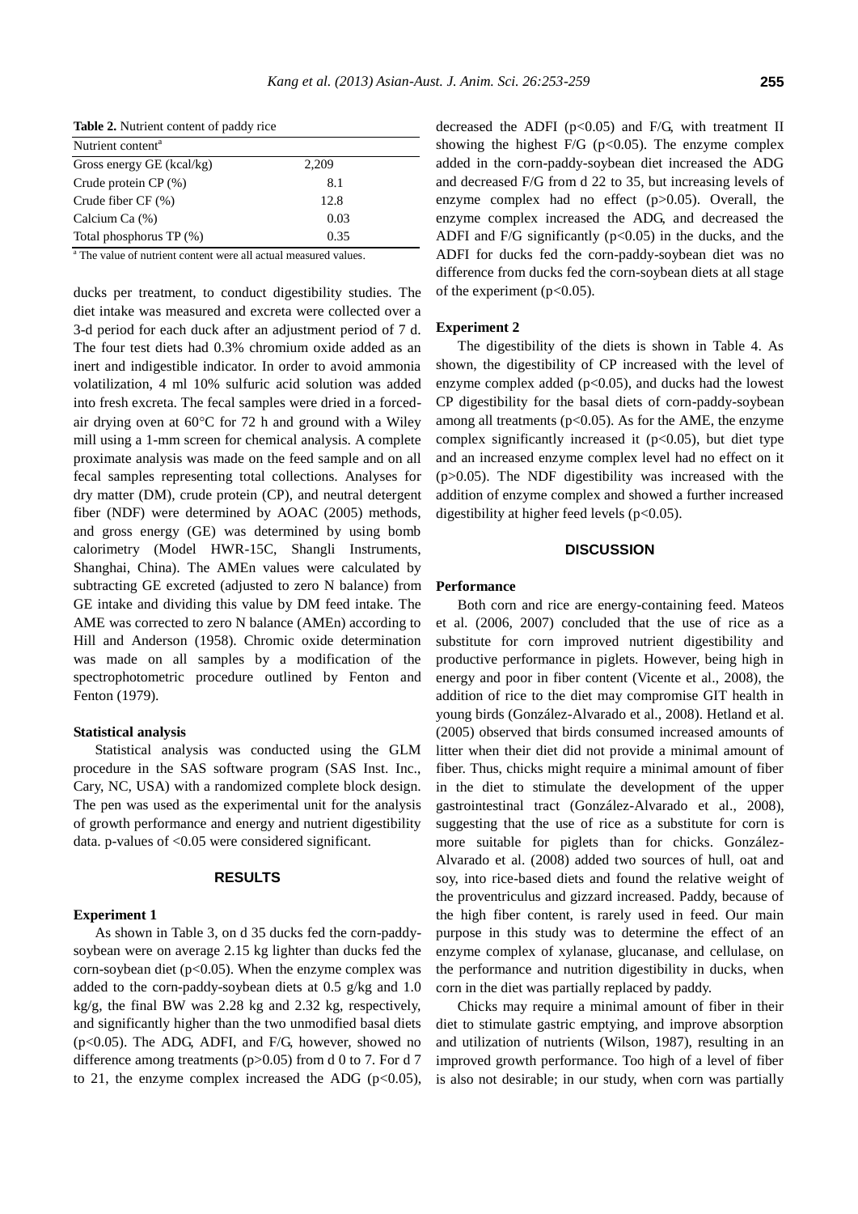**Table 2.** Nutrient content of paddy rice

| Nutrient content[a] | |
|---|---|
| Gross energy GE (kcal/kg) | 2,209 |
| Crude protein CP (%) | 8.1 |
| Crude fiber CF (%) | 12.8 |
| Calcium Ca (%) | 0.03 |
| Total phosphorus TP (%) | 0.35 |

[a] The value of nutrient content were all actual measured values.

ducks per treatment, to conduct digestibility studies. The diet intake was measured and excreta were collected over a 3-d period for each duck after an adjustment period of 7 d. The four test diets had 0.3% chromium oxide added as an inert and indigestible indicator. In order to avoid ammonia volatilization, 4 ml 10% sulfuric acid solution was added into fresh excreta. The fecal samples were dried in a forced-air drying oven at 60°C for 72 h and ground with a Wiley mill using a 1-mm screen for chemical analysis. A complete proximate analysis was made on the feed sample and on all fecal samples representing total collections. Analyses for dry matter (DM), crude protein (CP), and neutral detergent fiber (NDF) were determined by AOAC (2005) methods, and gross energy (GE) was determined by using bomb calorimetry (Model HWR-15C, Shangli Instruments, Shanghai, China). The AMEn values were calculated by subtracting GE excreted (adjusted to zero N balance) from GE intake and dividing this value by DM feed intake. The AME was corrected to zero N balance (AMEn) according to Hill and Anderson (1958). Chromic oxide determination was made on all samples by a modification of the spectrophotometric procedure outlined by Fenton and Fenton (1979).

#### Statistical analysis

Statistical analysis was conducted using the GLM procedure in the SAS software program (SAS Inst. Inc., Cary, NC, USA) with a randomized complete block design. The pen was used as the experimental unit for the analysis of growth performance and energy and nutrient digestibility data. p-values of <0.05 were considered significant.

## RESULTS

#### Experiment 1

As shown in Table 3, on d 35 ducks fed the corn-paddy-soybean were on average 2.15 kg lighter than ducks fed the corn-soybean diet ($p<0.05$). When the enzyme complex was added to the corn-paddy-soybean diets at 0.5 g/kg and 1.0 kg/g, the final BW was 2.28 kg and 2.32 kg, respectively, and significantly higher than the two unmodified basal diets ($p<0.05$). The ADG, ADFI, and F/G, however, showed no difference among treatments ($p>0.05$) from d 0 to 7. For d 7 to 21, the enzyme complex increased the ADG ($p<0.05$), decreased the ADFI ($p<0.05$) and F/G, with treatment II showing the highest F/G ($p<0.05$). The enzyme complex added in the corn-paddy-soybean diet increased the ADG and decreased F/G from d 22 to 35, but increasing levels of enzyme complex had no effect ($p>0.05$). Overall, the enzyme complex increased the ADG, and decreased the ADFI and F/G significantly ($p<0.05$) in the ducks, and the ADFI for ducks fed the corn-paddy-soybean diet was no difference from ducks fed the corn-soybean diets at all stage of the experiment ($p<0.05$).

#### Experiment 2

The digestibility of the diets is shown in Table 4. As shown, the digestibility of CP increased with the level of enzyme complex added ($p<0.05$), and ducks had the lowest CP digestibility for the basal diets of corn-paddy-soybean among all treatments ($p<0.05$). As for the AME, the enzyme complex significantly increased it ($p<0.05$), but diet type and an increased enzyme complex level had no effect on it ($p>0.05$). The NDF digestibility was increased with the addition of enzyme complex and showed a further increased digestibility at higher feed levels ($p<0.05$).

## DISCUSSION

#### Performance

Both corn and rice are energy-containing feed. Mateos et al. (2006, 2007) concluded that the use of rice as a substitute for corn improved nutrient digestibility and productive performance in piglets. However, being high in energy and poor in fiber content (Vicente et al., 2008), the addition of rice to the diet may compromise GIT health in young birds (González-Alvarado et al., 2008). Hetland et al. (2005) observed that birds consumed increased amounts of litter when their diet did not provide a minimal amount of fiber. Thus, chicks might require a minimal amount of fiber in the diet to stimulate the development of the upper gastrointestinal tract (González-Alvarado et al., 2008), suggesting that the use of rice as a substitute for corn is more suitable for piglets than for chicks. González-Alvarado et al. (2008) added two sources of hull, oat and soy, into rice-based diets and found the relative weight of the proventriculus and gizzard increased. Paddy, because of the high fiber content, is rarely used in feed. Our main purpose in this study was to determine the effect of an enzyme complex of xylanase, glucanase, and cellulase, on the performance and nutrition digestibility in ducks, when corn in the diet was partially replaced by paddy.

Chicks may require a minimal amount of fiber in their diet to stimulate gastric emptying, and improve absorption and utilization of nutrients (Wilson, 1987), resulting in an improved growth performance. Too high of a level of fiber is also not desirable; in our study, when corn was partially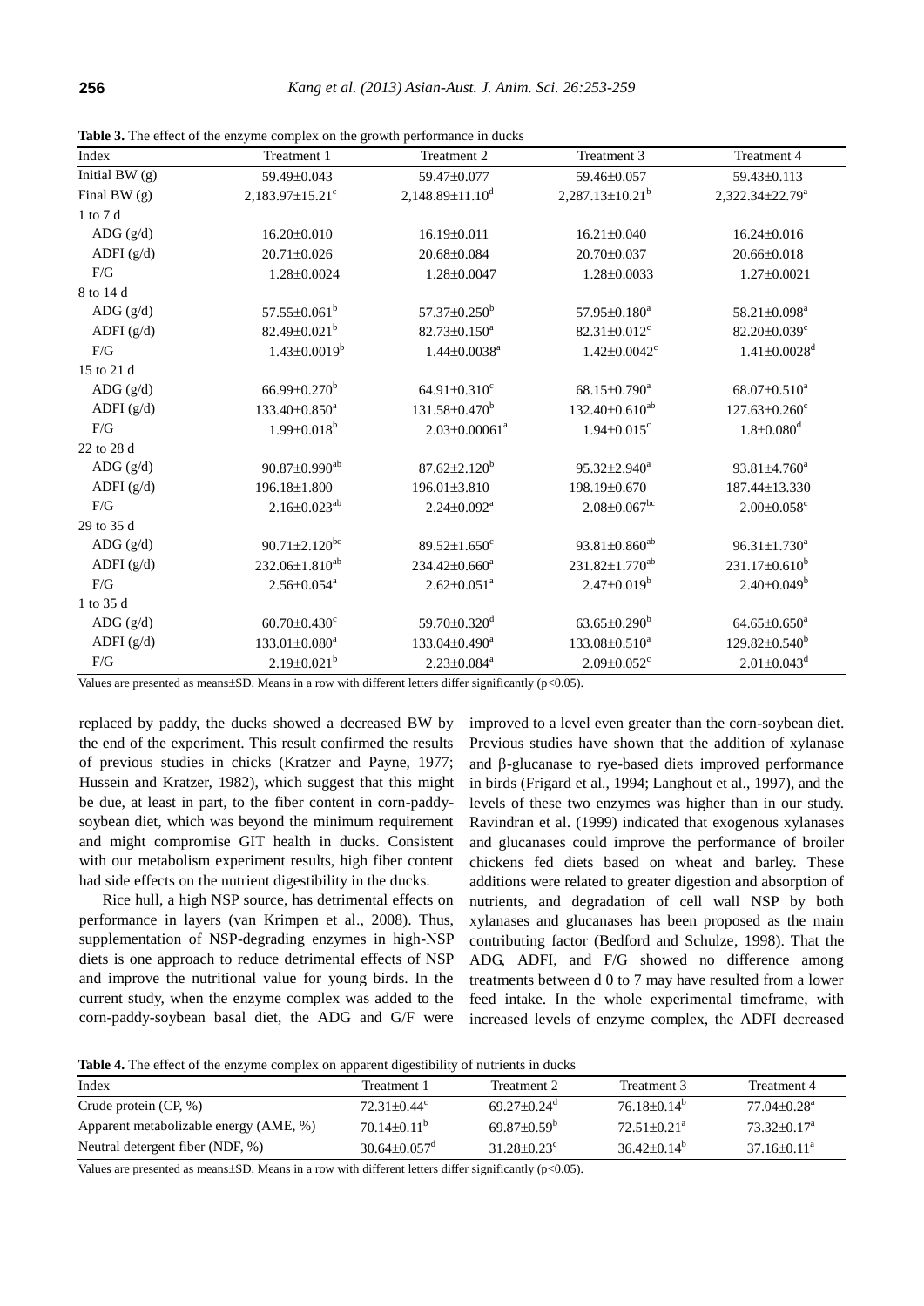**Table 3.** The effect of the enzyme complex on the growth performance in ducks

| Index | Treatment 1 | Treatment 2 | Treatment 3 | Treatment 4 |
|---|---|---|---|---|
| Initial BW (g) | 59.49±0.043 | 59.47±0.077 | 59.46±0.057 | 59.43±0.113 |
| Final BW (g) | 2,183.97±15.21[c] | 2,148.89±11.10[d] | 2,287.13±10.21[b] | 2,322.34±22.79[a] |
| 1 to 7 d | | | | |
| ADG (g/d) | 16.20±0.010 | 16.19±0.011 | 16.21±0.040 | 16.24±0.016 |
| ADFI (g/d) | 20.71±0.026 | 20.68±0.084 | 20.70±0.037 | 20.66±0.018 |
| F/G | 1.28±0.0024 | 1.28±0.0047 | 1.28±0.0033 | 1.27±0.0021 |
| 8 to 14 d | | | | |
| ADG (g/d) | 57.55±0.061[b] | 57.37±0.250[b] | 57.95±0.180[a] | 58.21±0.098[a] |
| ADFI (g/d) | 82.49±0.021[b] | 82.73±0.150[a] | 82.31±0.012[c] | 82.20±0.039[c] |
| F/G | 1.43±0.0019[b] | 1.44±0.0038[a] | 1.42±0.0042[c] | 1.41±0.0028[d] |
| 15 to 21 d | | | | |
| ADG (g/d) | 66.99±0.270[b] | 64.91±0.310[c] | 68.15±0.790[a] | 68.07±0.510[a] |
| ADFI (g/d) | 133.40±0.850[a] | 131.58±0.470[b] | 132.40±0.610[ab] | 127.63±0.260[c] |
| F/G | 1.99±0.018[b] | 2.03±0.00061[a] | 1.94±0.015[c] | 1.8±0.080[d] |
| 22 to 28 d | | | | |
| ADG (g/d) | 90.87±0.990[ab] | 87.62±2.120[b] | 95.32±2.940[a] | 93.81±4.760[a] |
| ADFI (g/d) | 196.18±1.800 | 196.01±3.810 | 198.19±0.670 | 187.44±13.330 |
| F/G | 2.16±0.023[ab] | 2.24±0.092[a] | 2.08±0.067[bc] | 2.00±0.058[c] |
| 29 to 35 d | | | | |
| ADG (g/d) | 90.71±2.120[bc] | 89.52±1.650[c] | 93.81±0.860[ab] | 96.31±1.730[a] |
| ADFI (g/d) | 232.06±1.810[ab] | 234.42±0.660[a] | 231.82±1.770[ab] | 231.17±0.610[b] |
| F/G | 2.56±0.054[a] | 2.62±0.051[a] | 2.47±0.019[b] | 2.40±0.049[b] |
| 1 to 35 d | | | | |
| ADG (g/d) | 60.70±0.430[c] | 59.70±0.320[d] | 63.65±0.290[b] | 64.65±0.650[a] |
| ADFI (g/d) | 133.01±0.080[a] | 133.04±0.490[a] | 133.08±0.510[a] | 129.82±0.540[b] |
| F/G | 2.19±0.021[b] | 2.23±0.084[a] | 2.09±0.052[c] | 2.01±0.043[d] |

Values are presented as means±SD. Means in a row with different letters differ significantly ($p<0.05$).

replaced by paddy, the ducks showed a decreased BW by the end of the experiment. This result confirmed the results of previous studies in chicks (Kratzer and Payne, 1977; Hussein and Kratzer, 1982), which suggest that this might be due, at least in part, to the fiber content in corn-paddy-soybean diet, which was beyond the minimum requirement and might compromise GIT health in ducks. Consistent with our metabolism experiment results, high fiber content had side effects on the nutrient digestibility in the ducks.

Rice hull, a high NSP source, has detrimental effects on performance in layers (van Krimpen et al., 2008). Thus, supplementation of NSP-degrading enzymes in high-NSP diets is one approach to reduce detrimental effects of NSP and improve the nutritional value for young birds. In the current study, when the enzyme complex was added to the corn-paddy-soybean basal diet, the ADG and G/F were improved to a level even greater than the corn-soybean diet. Previous studies have shown that the addition of xylanase and β-glucanase to rye-based diets improved performance in birds (Frigard et al., 1994; Langhout et al., 1997), and the levels of these two enzymes was higher than in our study. Ravindran et al. (1999) indicated that exogenous xylanases and glucanases could improve the performance of broiler chickens fed diets based on wheat and barley. These additions were related to greater digestion and absorption of nutrients, and degradation of cell wall NSP by both xylanases and glucanases has been proposed as the main contributing factor (Bedford and Schulze, 1998). That the ADG, ADFI, and F/G showed no difference among treatments between d 0 to 7 may have resulted from a lower feed intake. In the whole experimental timeframe, with increased levels of enzyme complex, the ADFI decreased

**Table 4.** The effect of the enzyme complex on apparent digestibility of nutrients in ducks

| Index | Treatment 1 | Treatment 2 | Treatment 3 | Treatment 4 |
|---|---|---|---|---|
| Crude protein (CP, %) | 72.31±0.44[c] | 69.27±0.24[d] | 76.18±0.14[b] | 77.04±0.28[a] |
| Apparent metabolizable energy (AME, %) | 70.14±0.11[b] | 69.87±0.59[b] | 72.51±0.21[a] | 73.32±0.17[a] |
| Neutral detergent fiber (NDF, %) | 30.64±0.057[d] | 31.28±0.23[c] | 36.42±0.14[b] | 37.16±0.11[a] |

Values are presented as means±SD. Means in a row with different letters differ significantly ($p<0.05$).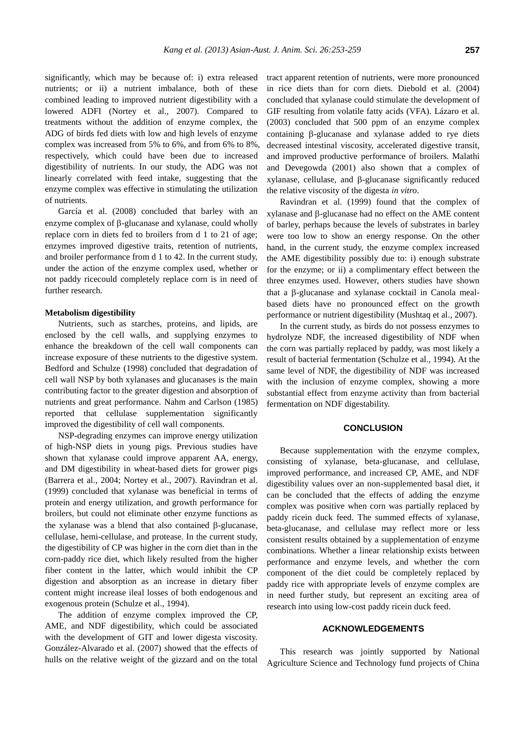significantly, which may be because of: i) extra released nutrients; or ii) a nutrient imbalance, both of these combined leading to improved nutrient digestibility with a lowered ADFI (Nortey et al., 2007). Compared to treatments without the addition of enzyme complex, the ADG of birds fed diets with low and high levels of enzyme complex was increased from 5% to 6%, and from 6% to 8%, respectively, which could have been due to increased digestibility of nutrients. In our study, the ADG was not linearly correlated with feed intake, suggesting that the enzyme complex was effective in stimulating the utilization of nutrients.

García et al. (2008) concluded that barley with an enzyme complex of β-glucanase and xylanase, could wholly replace corn in diets fed to broilers from d 1 to 21 of age; enzymes improved digestive traits, retention of nutrients, and broiler performance from d 1 to 42. In the current study, under the action of the enzyme complex used, whether or not paddy ricecould completely replace corn is in need of further research.

**Metabolism digestibility**

Nutrients, such as starches, proteins, and lipids, are enclosed by the cell walls, and supplying enzymes to enhance the breakdown of the cell wall components can increase exposure of these nutrients to the digestive system. Bedford and Schulze (1998) concluded that degradation of cell wall NSP by both xylanases and glucanases is the main contributing factor to the greater digestion and absorption of nutrients and great performance. Nahm and Carlson (1985) reported that cellulase supplementation significantly improved the digestibility of cell wall components.

NSP-degrading enzymes can improve energy utilization of high-NSP diets in young pigs. Previous studies have shown that xylanase could improve apparent AA, energy, and DM digestibility in wheat-based diets for grower pigs (Barrera et al., 2004; Nortey et al., 2007). Ravindran et al. (1999) concluded that xylanase was beneficial in terms of protein and energy utilization, and growth performance for broilers, but could not eliminate other enzyme functions as the xylanase was a blend that also contained β-glucanase, cellulase, hemi-cellulase, and protease. In the current study, the digestibility of CP was higher in the corn diet than in the corn-paddy rice diet, which likely resulted from the higher fiber content in the latter, which would inhibit the CP digestion and absorption as an increase in dietary fiber content might increase ileal losses of both endogenous and exogenous protein (Schulze et al., 1994).

The addition of enzyme complex improved the CP, AME, and NDF digestibility, which could be associated with the development of GIT and lower digesta viscosity. González-Alvarado et al. (2007) showed that the effects of hulls on the relative weight of the gizzard and on the total tract apparent retention of nutrients, were more pronounced in rice diets than for corn diets. Diebold et al. (2004) concluded that xylanase could stimulate the development of GIF resulting from volatile fatty acids (VFA). Lázaro et al. (2003) concluded that 500 ppm of an enzyme complex containing β-glucanase and xylanase added to rye diets decreased intestinal viscosity, accelerated digestive transit, and improved productive performance of broilers. Malathi and Devegowda (2001) also shown that a complex of xylanase, cellulase, and β-glucanase significantly reduced the relative viscosity of the digesta *in vitro*.

Ravindran et al. (1999) found that the complex of xylanase and β-glucanase had no effect on the AME content of barley, perhaps because the levels of substrates in barley were too low to show an energy response. On the other hand, in the current study, the enzyme complex increased the AME digestibility possibly due to: i) enough substrate for the enzyme; or ii) a complimentary effect between the three enzymes used. However, others studies have shown that a β-glucanase and xylanase cocktail in Canola meal-based diets have no pronounced effect on the growth performance or nutrient digestibility (Mushtaq et al., 2007).

In the current study, as birds do not possess enzymes to hydrolyze NDF, the increased digestibility of NDF when the corn was partially replaced by paddy, was most likely a result of bacterial fermentation (Schulze et al., 1994). At the same level of NDF, the digestibility of NDF was increased with the inclusion of enzyme complex, showing a more substantial effect from enzyme activity than from bacterial fermentation on NDF digestability.

## CONCLUSION

Because supplementation with the enzyme complex, consisting of xylanase, beta-glucanase, and cellulase, improved performance, and increased CP, AME, and NDF digestibility values over an non-supplemented basal diet, it can be concluded that the effects of adding the enzyme complex was positive when corn was partially replaced by paddy ricein duck feed. The summed effects of xylanase, beta-glucanase, and cellulase may reflect more or less consistent results obtained by a supplementation of enzyme combinations. Whether a linear relationship exists between performance and enzyme levels, and whether the corn component of the diet could be completely replaced by paddy rice with appropriate levels of enzyme complex are in need further study, but represent an exciting area of research into using low-cost paddy ricein duck feed.

## ACKNOWLEDGEMENTS

This research was jointly supported by National Agriculture Science and Technology fund projects of China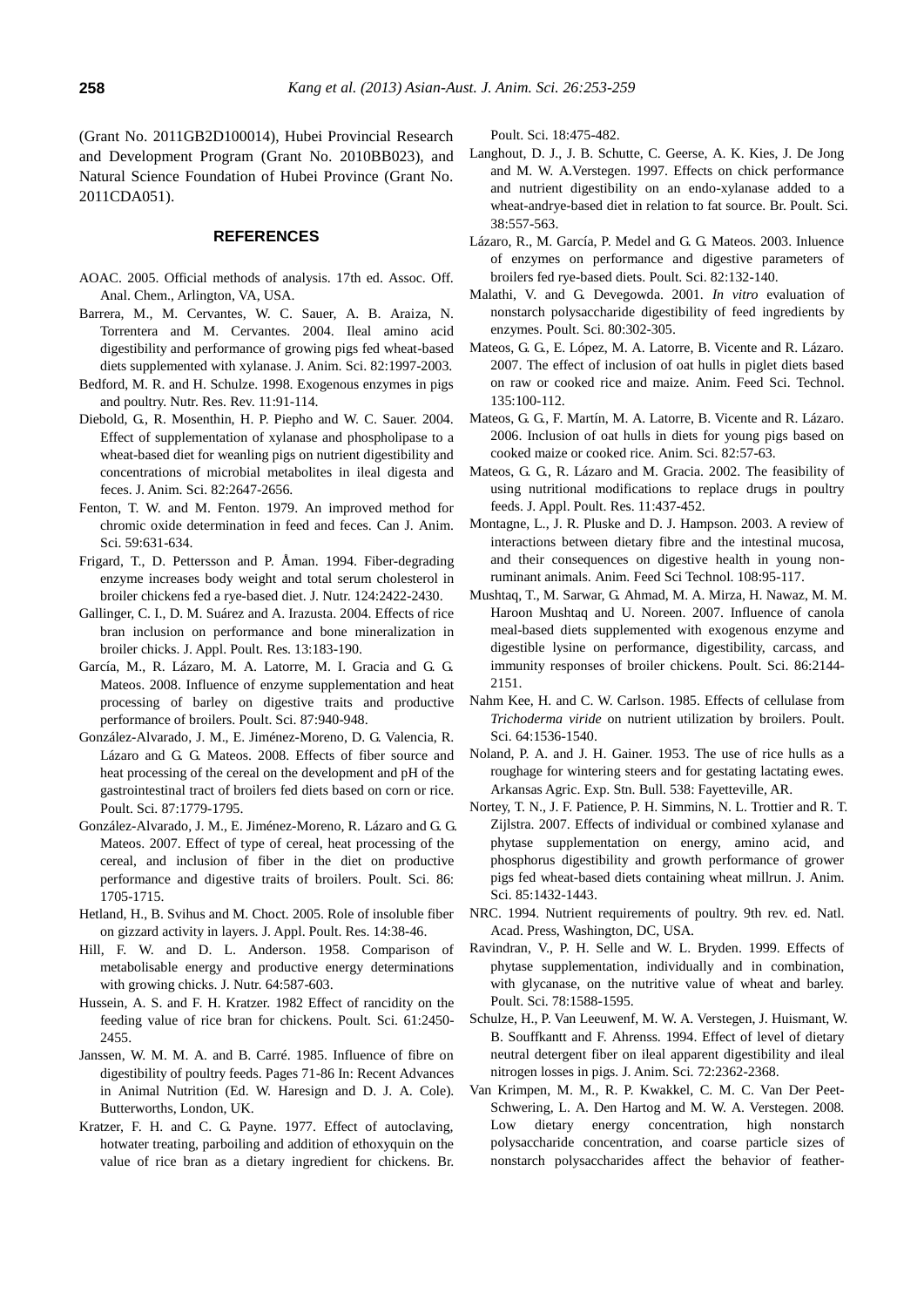(Grant No. 2011GB2D100014), Hubei Provincial Research and Development Program (Grant No. 2010BB023), and Natural Science Foundation of Hubei Province (Grant No. 2011CDA051).

## REFERENCES

AOAC. 2005. Official methods of analysis. 17th ed. Assoc. Off. Anal. Chem., Arlington, VA, USA.

Barrera, M., M. Cervantes, W. C. Sauer, A. B. Araiza, N. Torrentera and M. Cervantes. 2004. Ileal amino acid digestibility and performance of growing pigs fed wheat-based diets supplemented with xylanase. J. Anim. Sci. 82:1997-2003.

Bedford, M. R. and H. Schulze. 1998. Exogenous enzymes in pigs and poultry. Nutr. Res. Rev. 11:91-114.

Diebold, G., R. Mosenthin, H. P. Piepho and W. C. Sauer. 2004. Effect of supplementation of xylanase and phospholipase to a wheat-based diet for weanling pigs on nutrient digestibility and concentrations of microbial metabolites in ileal digesta and feces. J. Anim. Sci. 82:2647-2656.

Fenton, T. W. and M. Fenton. 1979. An improved method for chromic oxide determination in feed and feces. Can J. Anim. Sci. 59:631-634.

Frigard, T., D. Pettersson and P. Åman. 1994. Fiber-degrading enzyme increases body weight and total serum cholesterol in broiler chickens fed a rye-based diet. J. Nutr. 124:2422-2430.

Gallinger, C. I., D. M. Suárez and A. Irazusta. 2004. Effects of rice bran inclusion on performance and bone mineralization in broiler chicks. J. Appl. Poult. Res. 13:183-190.

García, M., R. Lázaro, M. A. Latorre, M. I. Gracia and G. G. Mateos. 2008. Influence of enzyme supplementation and heat processing of barley on digestive traits and productive performance of broilers. Poult. Sci. 87:940-948.

González-Alvarado, J. M., E. Jiménez-Moreno, D. G. Valencia, R. Lázaro and G. G. Mateos. 2008. Effects of fiber source and heat processing of the cereal on the development and pH of the gastrointestinal tract of broilers fed diets based on corn or rice. Poult. Sci. 87:1779-1795.

González-Alvarado, J. M., E. Jiménez-Moreno, R. Lázaro and G. G. Mateos. 2007. Effect of type of cereal, heat processing of the cereal, and inclusion of fiber in the diet on productive performance and digestive traits of broilers. Poult. Sci. 86: 1705-1715.

Hetland, H., B. Svihus and M. Choct. 2005. Role of insoluble fiber on gizzard activity in layers. J. Appl. Poult. Res. 14:38-46.

Hill, F. W. and D. L. Anderson. 1958. Comparison of metabolisable energy and productive energy determinations with growing chicks. J. Nutr. 64:587-603.

Hussein, A. S. and F. H. Kratzer. 1982 Effect of rancidity on the feeding value of rice bran for chickens. Poult. Sci. 61:2450-2455.

Janssen, W. M. M. A. and B. Carré. 1985. Influence of fibre on digestibility of poultry feeds. Pages 71-86 In: Recent Advances in Animal Nutrition (Ed. W. Haresign and D. J. A. Cole). Butterworths, London, UK.

Kratzer, F. H. and C. G. Payne. 1977. Effect of autoclaving, hotwater treating, parboiling and addition of ethoxyquin on the value of rice bran as a dietary ingredient for chickens. Br. Poult. Sci. 18:475-482.

Langhout, D. J., J. B. Schutte, C. Geerse, A. K. Kies, J. De Jong and M. W. A.Verstegen. 1997. Effects on chick performance and nutrient digestibility on an endo-xylanase added to a wheat-andrye-based diet in relation to fat source. Br. Poult. Sci. 38:557-563.

Lázaro, R., M. García, P. Medel and G. G. Mateos. 2003. Inluence of enzymes on performance and digestive parameters of broilers fed rye-based diets. Poult. Sci. 82:132-140.

Malathi, V. and G. Devegowda. 2001. *In vitro* evaluation of nonstarch polysaccharide digestibility of feed ingredients by enzymes. Poult. Sci. 80:302-305.

Mateos, G. G., E. López, M. A. Latorre, B. Vicente and R. Lázaro. 2007. The effect of inclusion of oat hulls in piglet diets based on raw or cooked rice and maize. Anim. Feed Sci. Technol. 135:100-112.

Mateos, G. G., F. Martín, M. A. Latorre, B. Vicente and R. Lázaro. 2006. Inclusion of oat hulls in diets for young pigs based on cooked maize or cooked rice. Anim. Sci. 82:57-63.

Mateos, G. G., R. Lázaro and M. Gracia. 2002. The feasibility of using nutritional modifications to replace drugs in poultry feeds. J. Appl. Poult. Res. 11:437-452.

Montagne, L., J. R. Pluske and D. J. Hampson. 2003. A review of interactions between dietary fibre and the intestinal mucosa, and their consequences on digestive health in young non-ruminant animals. Anim. Feed Sci Technol. 108:95-117.

Mushtaq, T., M. Sarwar, G. Ahmad, M. A. Mirza, H. Nawaz, M. M. Haroon Mushtaq and U. Noreen. 2007. Influence of canola meal-based diets supplemented with exogenous enzyme and digestible lysine on performance, digestibility, carcass, and immunity responses of broiler chickens. Poult. Sci. 86:2144-2151.

Nahm Kee, H. and C. W. Carlson. 1985. Effects of cellulase from *Trichoderma viride* on nutrient utilization by broilers. Poult. Sci. 64:1536-1540.

Noland, P. A. and J. H. Gainer. 1953. The use of rice hulls as a roughage for wintering steers and for gestating lactating ewes. Arkansas Agric. Exp. Stn. Bull. 538: Fayetteville, AR.

Nortey, T. N., J. F. Patience, P. H. Simmins, N. L. Trottier and R. T. Zijlstra. 2007. Effects of individual or combined xylanase and phytase supplementation on energy, amino acid, and phosphorus digestibility and growth performance of grower pigs fed wheat-based diets containing wheat millrun. J. Anim. Sci. 85:1432-1443.

NRC. 1994. Nutrient requirements of poultry. 9th rev. ed. Natl. Acad. Press, Washington, DC, USA.

Ravindran, V., P. H. Selle and W. L. Bryden. 1999. Effects of phytase supplementation, individually and in combination, with glycanase, on the nutritive value of wheat and barley. Poult. Sci. 78:1588-1595.

Schulze, H., P. Van Leeuwenf, M. W. A. Verstegen, J. Huismant, W. B. Souffkantt and F. Ahrenss. 1994. Effect of level of dietary neutral detergent fiber on ileal apparent digestibility and ileal nitrogen losses in pigs. J. Anim. Sci. 72:2362-2368.

Van Krimpen, M. M., R. P. Kwakkel, C. M. C. Van Der Peet-Schwering, L. A. Den Hartog and M. W. A. Verstegen. 2008. Low dietary energy concentration, high nonstarch polysaccharide concentration, and coarse particle sizes of nonstarch polysaccharides affect the behavior of feather-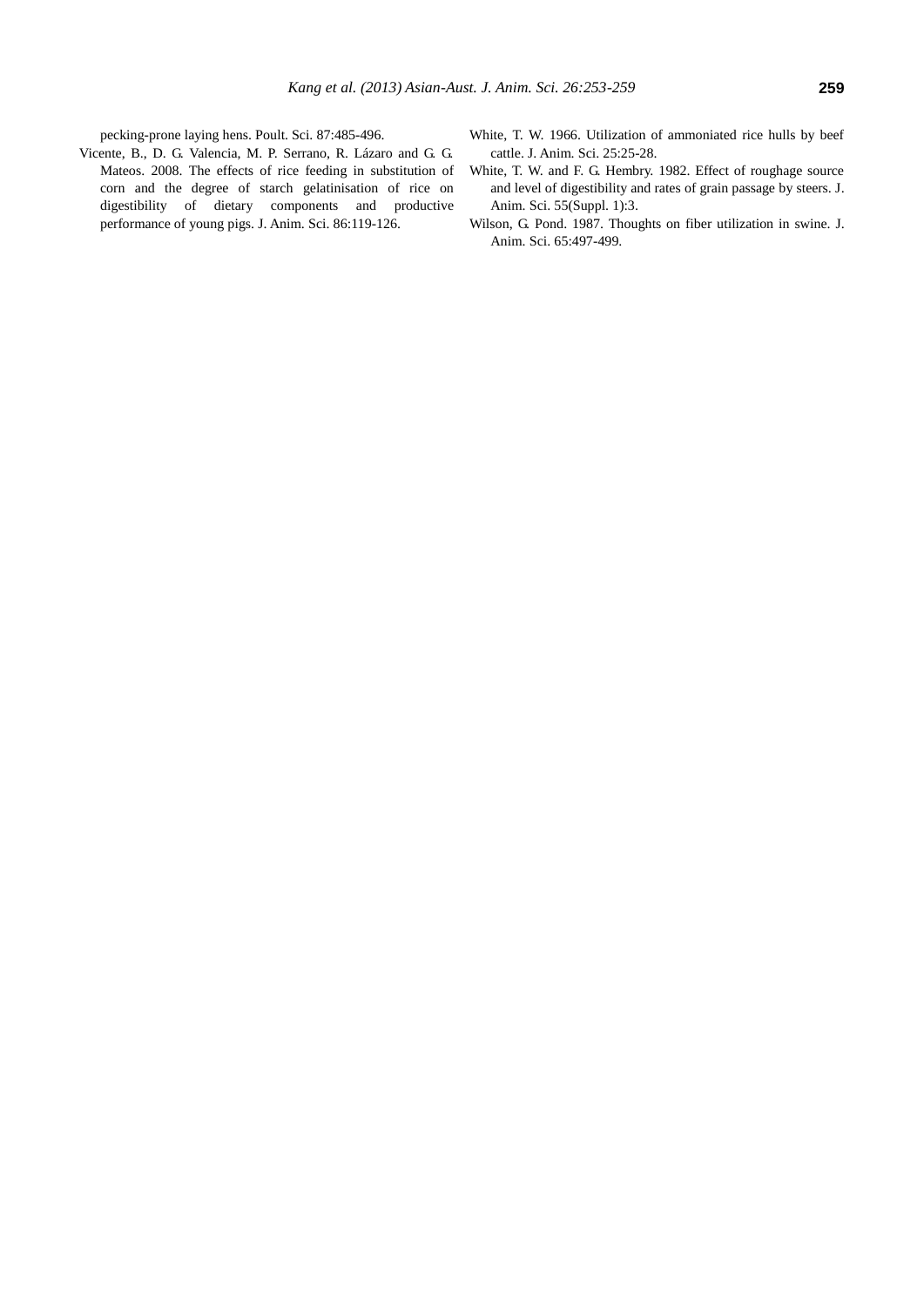pecking-prone laying hens. Poult. Sci. 87:485-496.

Vicente, B., D. G. Valencia, M. P. Serrano, R. Lázaro and G. G. Mateos. 2008. The effects of rice feeding in substitution of corn and the degree of starch gelatinisation of rice on digestibility of dietary components and productive performance of young pigs. J. Anim. Sci. 86:119-126.

White, T. W. 1966. Utilization of ammoniated rice hulls by beef cattle. J. Anim. Sci. 25:25-28.

White, T. W. and F. G. Hembry. 1982. Effect of roughage source and level of digestibility and rates of grain passage by steers. J. Anim. Sci. 55(Suppl. 1):3.

Wilson, G. Pond. 1987. Thoughts on fiber utilization in swine. J. Anim. Sci. 65:497-499.